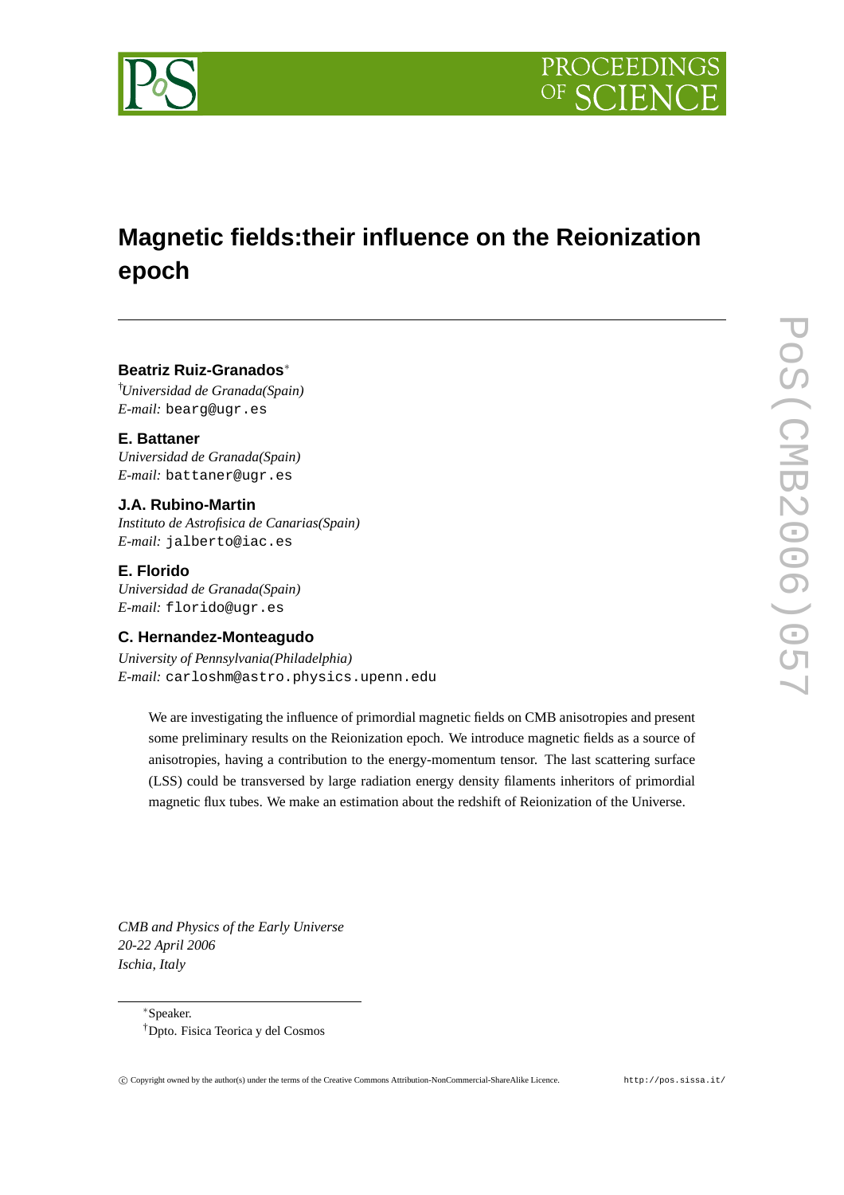# Magnetic fields:their influence on the Reionization epoch

**Beatriz Ruiz-Granados***
[†]*Universidad de Granada(Spain)*
*E-mail:* `bearg@ugr.es`

**E. Battaner**
*Universidad de Granada(Spain)*
*E-mail:* `battaner@ugr.es`

**J.A. Rubino-Martin**
*Instituto de Astrofisica de Canarias(Spain)*
*E-mail:* `jalberto@iac.es`

**E. Florido**
*Universidad de Granada(Spain)*
*E-mail:* `florido@ugr.es`

**C. Hernandez-Monteagudo**
*University of Pennsylvania(Philadelphia)*
*E-mail:* `carloshm@astro.physics.upenn.edu`

We are investigating the influence of primordial magnetic fields on CMB anisotropies and present some preliminary results on the Reionization epoch. We introduce magnetic fields as a source of anisotropies, having a contribution to the energy-momentum tensor. The last scattering surface (LSS) could be transversed by large radiation energy density filaments inheritors of primordial magnetic flux tubes. We make an estimation about the redshift of Reionization of the Universe.

*CMB and Physics of the Early Universe*
*20-22 April 2006*
*Ischia, Italy*

*Speaker.
[†]Dpto. Fisica Teorica y del Cosmos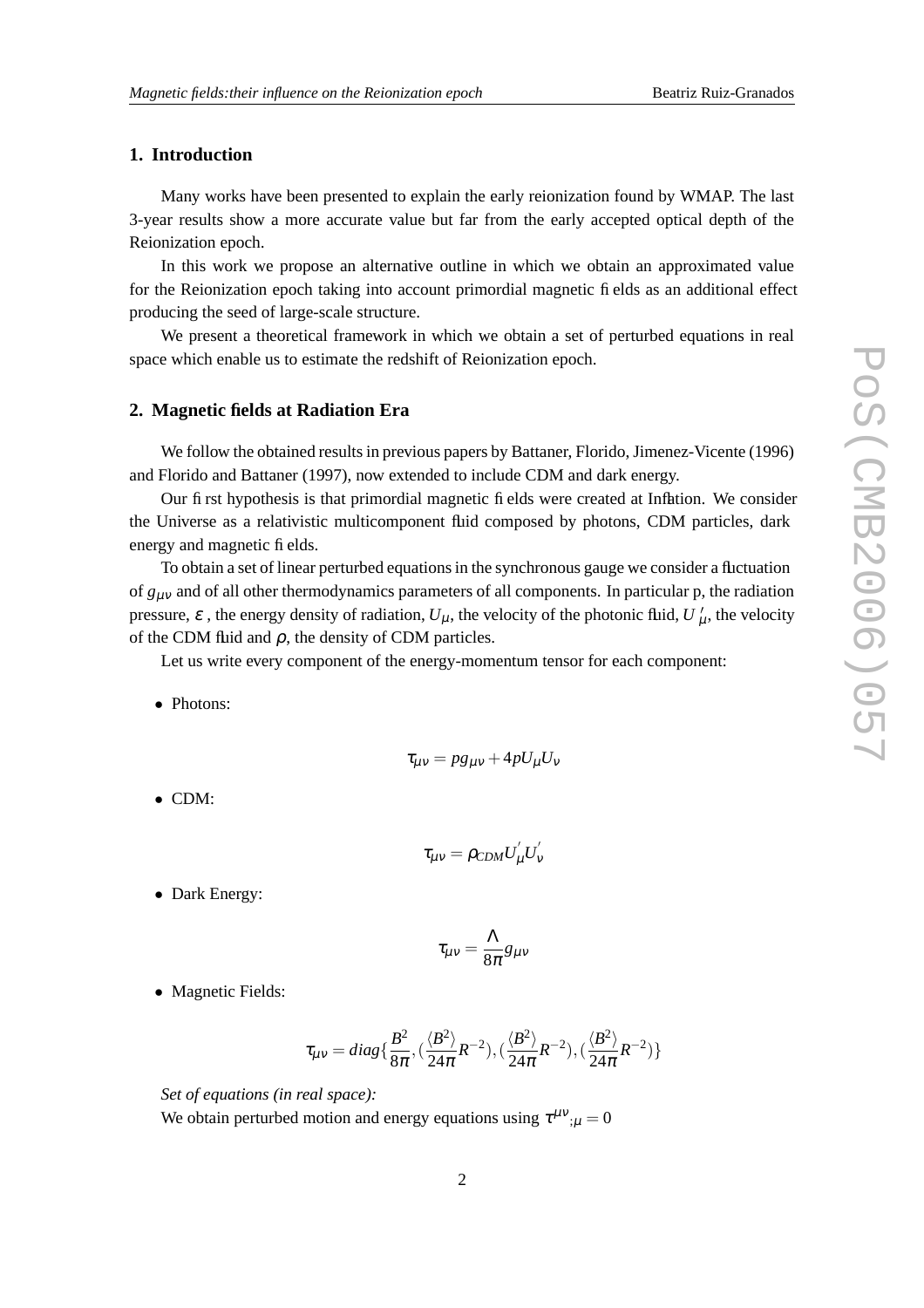## 1. Introduction

Many works have been presented to explain the early reionization found by WMAP. The last 3-year results show a more accurate value but far from the early accepted optical depth of the Reionization epoch.

In this work we propose an alternative outline in which we obtain an approximated value for the Reionization epoch taking into account primordial magnetic fields as an additional effect producing the seed of large-scale structure.

We present a theoretical framework in which we obtain a set of perturbed equations in real space which enable us to estimate the redshift of Reionization epoch.

## 2. Magnetic fields at Radiation Era

We follow the obtained results in previous papers by Battaner, Florido, Jimenez-Vicente (1996) and Florido and Battaner (1997), now extended to include CDM and dark energy.

Our first hypothesis is that primordial magnetic fields were created at Inflation. We consider the Universe as a relativistic multicomponent fluid composed by photons, CDM particles, dark energy and magnetic fields.

To obtain a set of linear perturbed equations in the synchronous gauge we consider a fluctuation of $g_{\mu\nu}$ and of all other thermodynamics parameters of all components. In particular p, the radiation pressure, $\varepsilon$ , the energy density of radiation, $U_{\mu}$, the velocity of the photonic fluid, $U'_{\mu}$, the velocity of the CDM fluid and $\rho$, the density of CDM particles.

Let us write every component of the energy-momentum tensor for each component:

- Photons:

$$\tau_{\mu\nu} = p g_{\mu\nu} + 4 p U_{\mu} U_{\nu}$$

- CDM:

$$\tau_{\mu\nu} = \rho_{CDM} U'_{\mu} U'_{\nu}$$

- Dark Energy:

$$\tau_{\mu\nu} = \frac{\Lambda}{8\pi} g_{\mu\nu}$$

- Magnetic Fields:

$$\tau_{\mu\nu} = diag\{\frac{B^2}{8\pi}, (\frac{\langle B^2\rangle}{24\pi} R^{-2}), (\frac{\langle B^2\rangle}{24\pi} R^{-2}), (\frac{\langle B^2\rangle}{24\pi} R^{-2})\}$$

*Set of equations (in real space):*

We obtain perturbed motion and energy equations using $\tau^{\mu\nu}{}_{;\mu} = 0$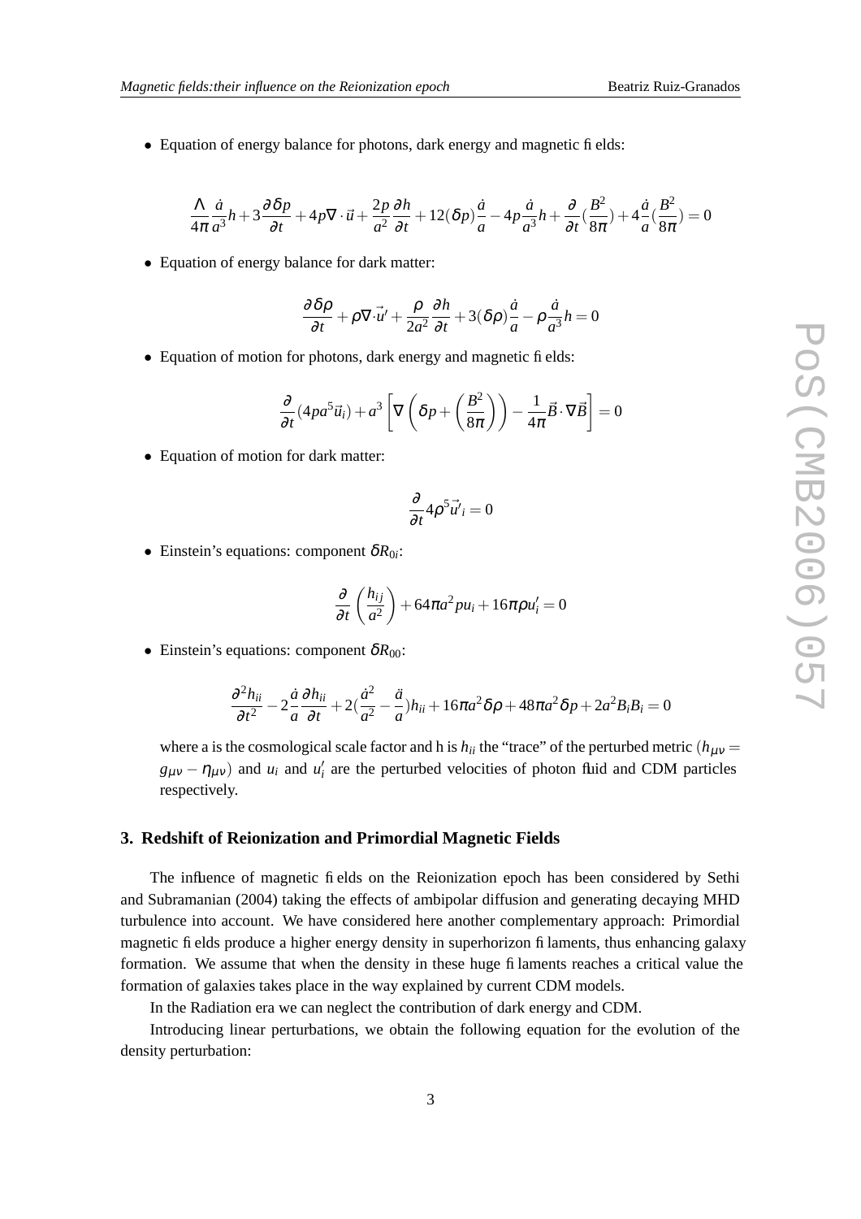- Equation of energy balance for photons, dark energy and magnetic fields:

$$\frac{\Lambda}{4\pi}\frac{\dot{a}}{a^3}h + 3\frac{\partial \delta p}{\partial t} + 4p\nabla\cdot\vec{u} + \frac{2p}{a^2}\frac{\partial h}{\partial t} + 12(\delta p)\frac{\dot{a}}{a} - 4p\frac{\dot{a}}{a^3}h + \frac{\partial}{\partial t}(\frac{B^2}{8\pi}) + 4\frac{\dot{a}}{a}(\frac{B^2}{8\pi}) = 0$$

- Equation of energy balance for dark matter:

$$\frac{\partial \delta\rho}{\partial t} + \rho\nabla\cdot\vec{u}' + \frac{\rho}{2a^2}\frac{\partial h}{\partial t} + 3(\delta\rho)\frac{\dot{a}}{a} - \rho\frac{\dot{a}}{a^3}h = 0$$

- Equation of motion for photons, dark energy and magnetic fields:

$$\frac{\partial}{\partial t}(4pa^5\vec{u}_i) + a^3\left[\nabla\left(\delta p + \left(\frac{B^2}{8\pi}\right)\right) - \frac{1}{4\pi}\vec{B}\cdot\nabla\vec{B}\right] = 0$$

- Equation of motion for dark matter:

$$\frac{\partial}{\partial t}4\rho^5\vec{u'}_i = 0$$

- Einstein's equations: component $\delta R_{0i}$:

$$\frac{\partial}{\partial t}\left(\frac{h_{ij}}{a^2}\right) + 64\pi a^2 pu_i + 16\pi\rho u_i' = 0$$

- Einstein's equations: component $\delta R_{00}$:

$$\frac{\partial^2 h_{ii}}{\partial t^2} - 2\frac{\dot{a}}{a}\frac{\partial h_{ii}}{\partial t} + 2(\frac{\dot{a}^2}{a^2} - \frac{\ddot{a}}{a})h_{ii} + 16\pi a^2\delta\rho + 48\pi a^2\delta p + 2a^2 B_i B_i = 0$$

  where a is the cosmological scale factor and h is $h_{ii}$ the "trace" of the perturbed metric ($h_{\mu\nu} = g_{\mu\nu} - \eta_{\mu\nu}$) and $u_i$ and $u_i'$ are the perturbed velocities of photon fluid and CDM particles respectively.

## 3. Redshift of Reionization and Primordial Magnetic Fields

The influence of magnetic fields on the Reionization epoch has been considered by Sethi and Subramanian (2004) taking the effects of ambipolar diffusion and generating decaying MHD turbulence into account. We have considered here another complementary approach: Primordial magnetic fields produce a higher energy density in superhorizon filaments, thus enhancing galaxy formation. We assume that when the density in these huge filaments reaches a critical value the formation of galaxies takes place in the way explained by current CDM models.

In the Radiation era we can neglect the contribution of dark energy and CDM.

Introducing linear perturbations, we obtain the following equation for the evolution of the density perturbation: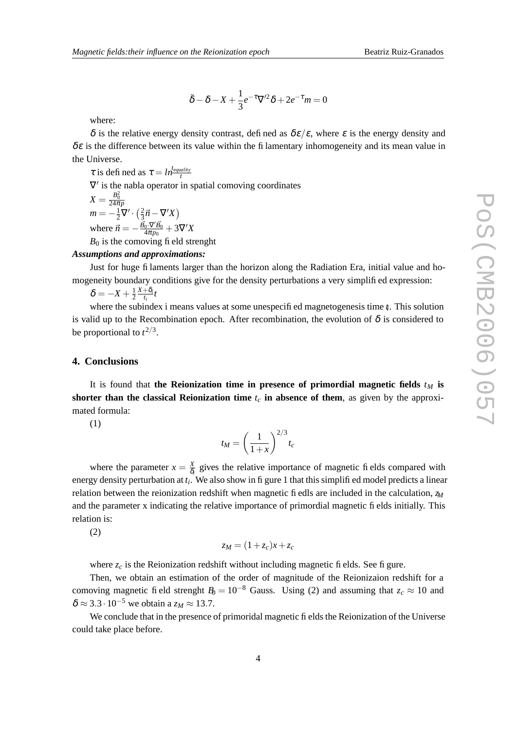$$\ddot{\delta} - \delta - X + \frac{1}{3}e^{-\tau}\nabla'^2\delta + 2e^{-\tau}m = 0$$

where:

$\delta$ is the relative energy density contrast, defined as $\delta\varepsilon/\varepsilon$, where $\varepsilon$ is the energy density and $\delta\varepsilon$ is the difference between its value within the filamentary inhomogeneity and its mean value in the Universe.

$\tau$ is defined as $\tau = ln\frac{t_{equality}}{t}$

$\nabla'$ is the nabla operator in spatial comoving coordinates

$X = \frac{B_0^2}{24\pi p}$

$m = -\frac{1}{2}\nabla' \cdot \left(\frac{2}{3}\vec{n} - \nabla' X\right)$

where $\vec{n} = -\frac{\vec{B_0}\cdot\nabla'\vec{B_0}}{4\pi p_0} + 3\nabla' X$

$B_0$ is the comoving field strenght

***Assumptions and approximations:***

Just for huge filaments larger than the horizon along the Radiation Era, initial value and homogeneity boundary conditions give for the density perturbations a very simplified expression:

$\delta = -X + \frac{1}{2}\frac{X+\delta_i}{t_i}t$

where the subindex i means values at some unespecified magnetogenesis time $t_i$. This solution is valid up to the Recombination epoch. After recombination, the evolution of $\delta$ is considered to be proportional to $t^{2/3}$.

## 4. Conclusions

It is found that **the Reionization time in presence of primordial magnetic fields $t_M$ is shorter than the classical Reionization time $t_c$ in absence of them**, as given by the approximated formula:

(1)

$$t_M = \left(\frac{1}{1+x}\right)^{2/3} t_c$$

where the parameter $x = \frac{X}{\delta_i}$ gives the relative importance of magnetic fields compared with energy density perturbation at $t_i$. We also show in figure 1 that this simplified model predicts a linear relation between the reionization redshift when magnetic fiedls are included in the calculation, $z_M$ and the parameter x indicating the relative importance of primordial magnetic fields initially. This relation is:

(2)

$$z_M = (1+z_c)x + z_c$$

where $z_c$ is the Reionization redshift without including magnetic fields. See figure.

Then, we obtain an estimation of the order of magnitude of the Reionizaion redshift for a comoving magnetic field strenght $B_0 = 10^{-8}$ Gauss. Using (2) and assuming that $z_c \approx 10$ and $\delta \approx 3.3 \cdot 10^{-5}$ we obtain a $z_M \approx 13.7$.

We conclude that in the presence of primoridal magnetic fields the Reionization of the Universe could take place before.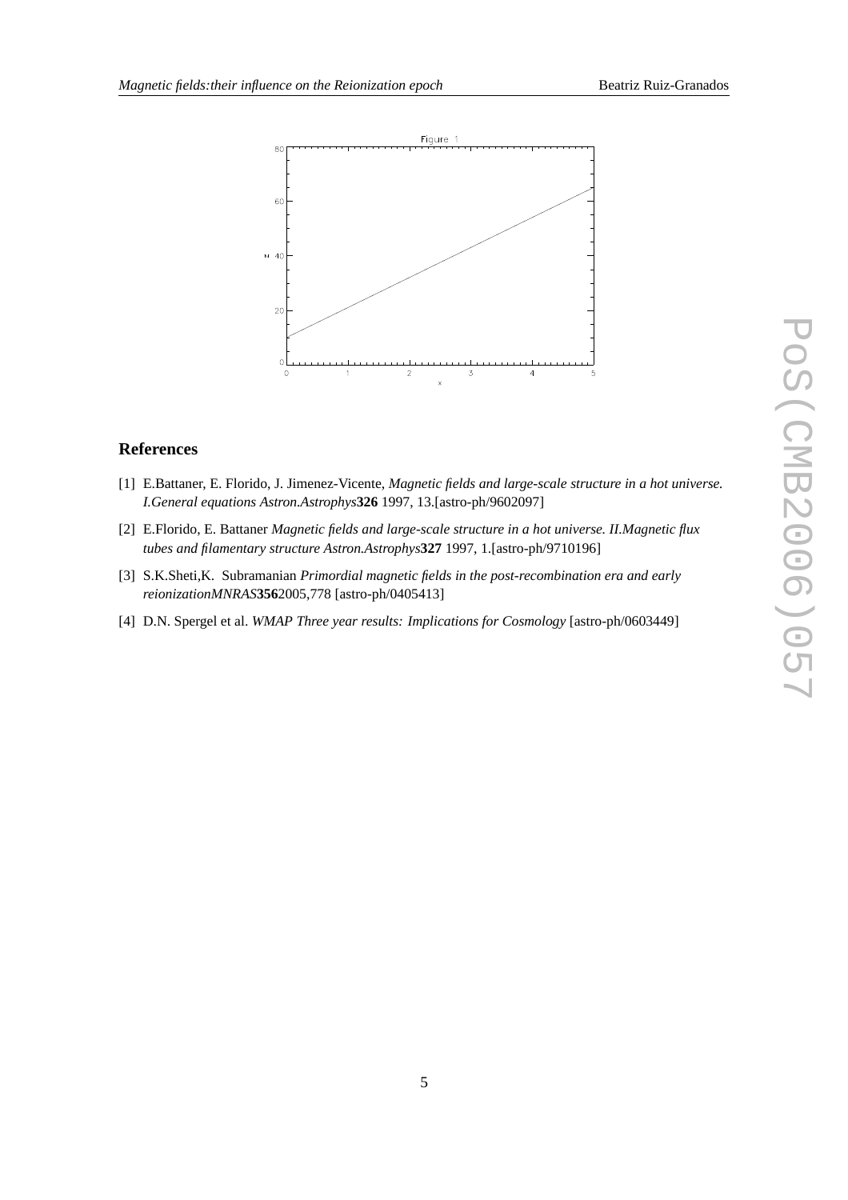Figure 1

80

60

z 40

20

0

0 1 2 3 4 5

x

## References

[1] E.Battaner, E. Florido, J. Jimenez-Vicente, *Magnetic fields and large-scale structure in a hot universe. I.General equations Astron.Astrophys* **326** 1997, 13.[astro-ph/9602097]

[2] E.Florido, E. Battaner *Magnetic fields and large-scale structure in a hot universe. II.Magnetic flux tubes and filamentary structure Astron.Astrophys* **327** 1997, 1.[astro-ph/9710196]

[3] S.K.Sheti,K. Subramanian *Primordial magnetic fields in the post-recombination era and early reionizationMNRAS* **356** 2005,778 [astro-ph/0405413]

[4] D.N. Spergel et al. *WMAP Three year results: Implications for Cosmology* [astro-ph/0603449]